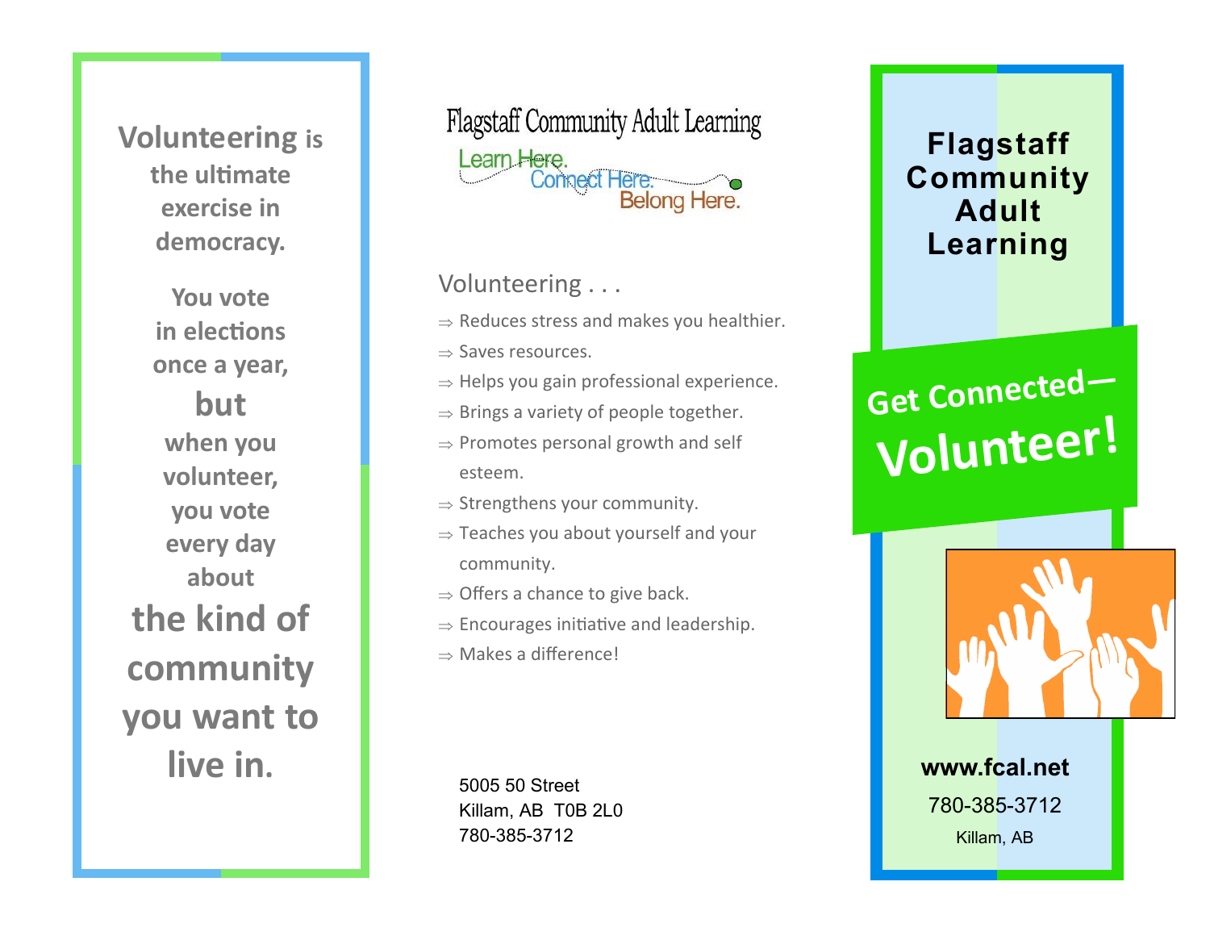**Volunteering** is the ultimate exercise in democracy.

You vote in elections once a year, **but** when you volunteer, you vote every day about **the kind of community you want to live in.**

Flagstaff Community Adult Learning

Learn Here. Connect Here. Belong Here.

## Volunteering . . .

- ⇒ Reduces stress and makes you healthier.
- ⇒ Saves resources.
- ⇒ Helps you gain professional experience.
- ⇒ Brings a variety of people together.
- ⇒ Promotes personal growth and self esteem.
- ⇒ Strengthens your community.
- ⇒ Teaches you about yourself and your community.
- ⇒ Offers a chance to give back.
- ⇒ Encourages initiative and leadership.
- ⇒ Makes a difference!

5005 50 Street
Killam, AB T0B 2L0
780-385-3712

# Flagstaff Community Adult Learning

## Get Connected— Volunteer!

**www.fcal.net**

780-385-3712

Killam, AB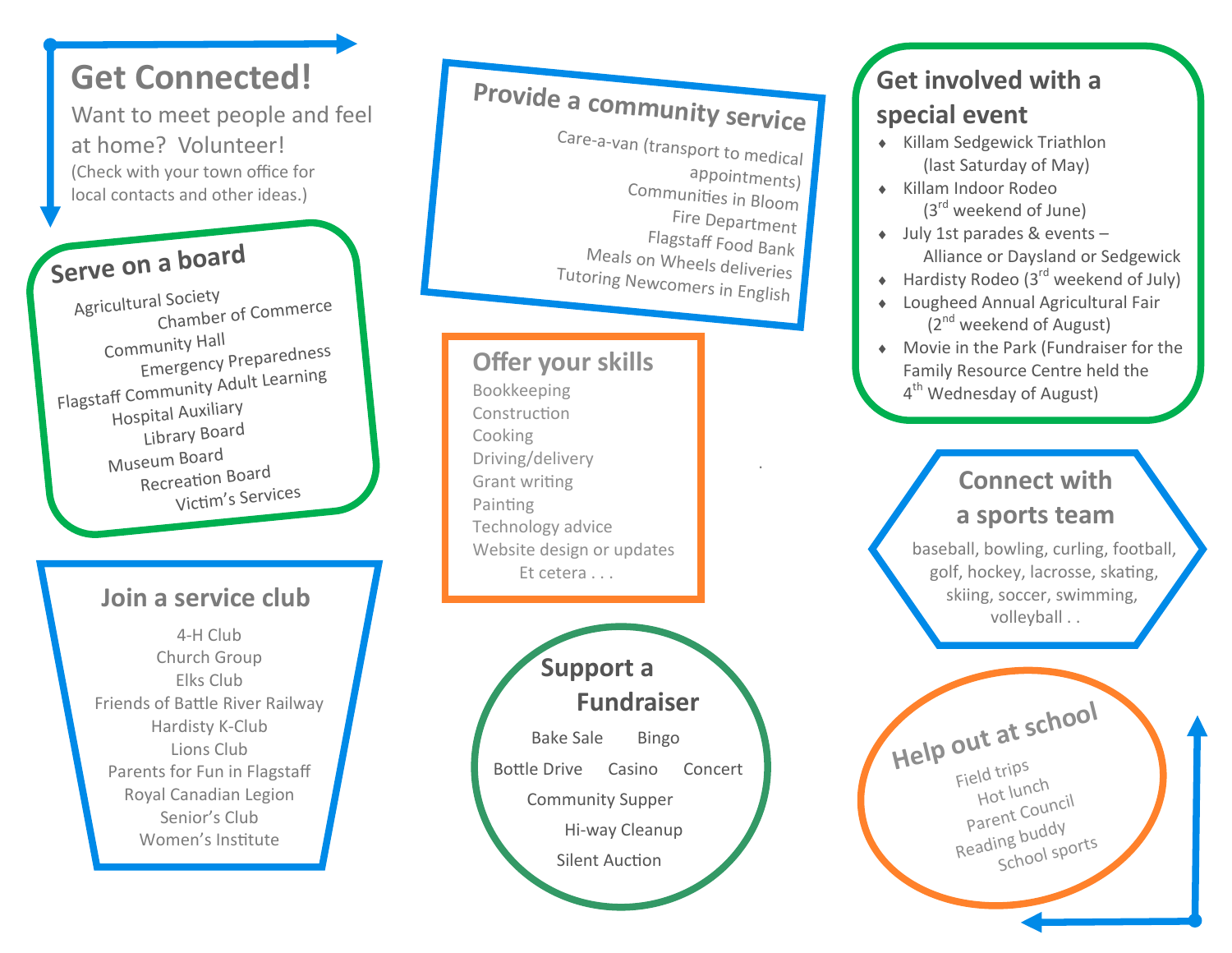# Get Connected!

Want to meet people and feel at home? Volunteer!

(Check with your town office for local contacts and other ideas.)

## Serve on a board

Agricultural Society
Chamber of Commerce
Community Hall
Emergency Preparedness
Flagstaff Community Adult Learning
Hospital Auxiliary
Library Board
Museum Board
Recreation Board
Victim's Services

## Join a service club

4-H Club
Church Group
Elks Club
Friends of Battle River Railway
Hardisty K-Club
Lions Club
Parents for Fun in Flagstaff
Royal Canadian Legion
Senior's Club
Women's Institute

## Provide a community service

Care-a-van (transport to medical appointments)
Communities in Bloom
Fire Department
Flagstaff Food Bank
Meals on Wheels deliveries
Tutoring Newcomers in English

## Offer your skills

Bookkeeping
Construction
Cooking
Driving/delivery
Grant writing
Painting
Technology advice
Website design or updates
Et cetera . . .

## Support a Fundraiser

Bake Sale
Bingo
Bottle Drive
Casino
Concert
Community Supper
Hi-way Cleanup
Silent Auction

## Get involved with a special event

- Killam Sedgewick Triathlon (last Saturday of May)
- Killam Indoor Rodeo (3rd weekend of June)
- July 1st parades & events – Alliance or Daysland or Sedgewick
- Hardisty Rodeo (3rd weekend of July)
- Lougheed Annual Agricultural Fair (2nd weekend of August)
- Movie in the Park (Fundraiser for the Family Resource Centre held the 4th Wednesday of August)

## Connect with a sports team

baseball, bowling, curling, football, golf, hockey, lacrosse, skating, skiing, soccer, swimming, volleyball . .

## Help out at school

Field trips
Hot lunch
Parent Council
Reading buddy
School sports